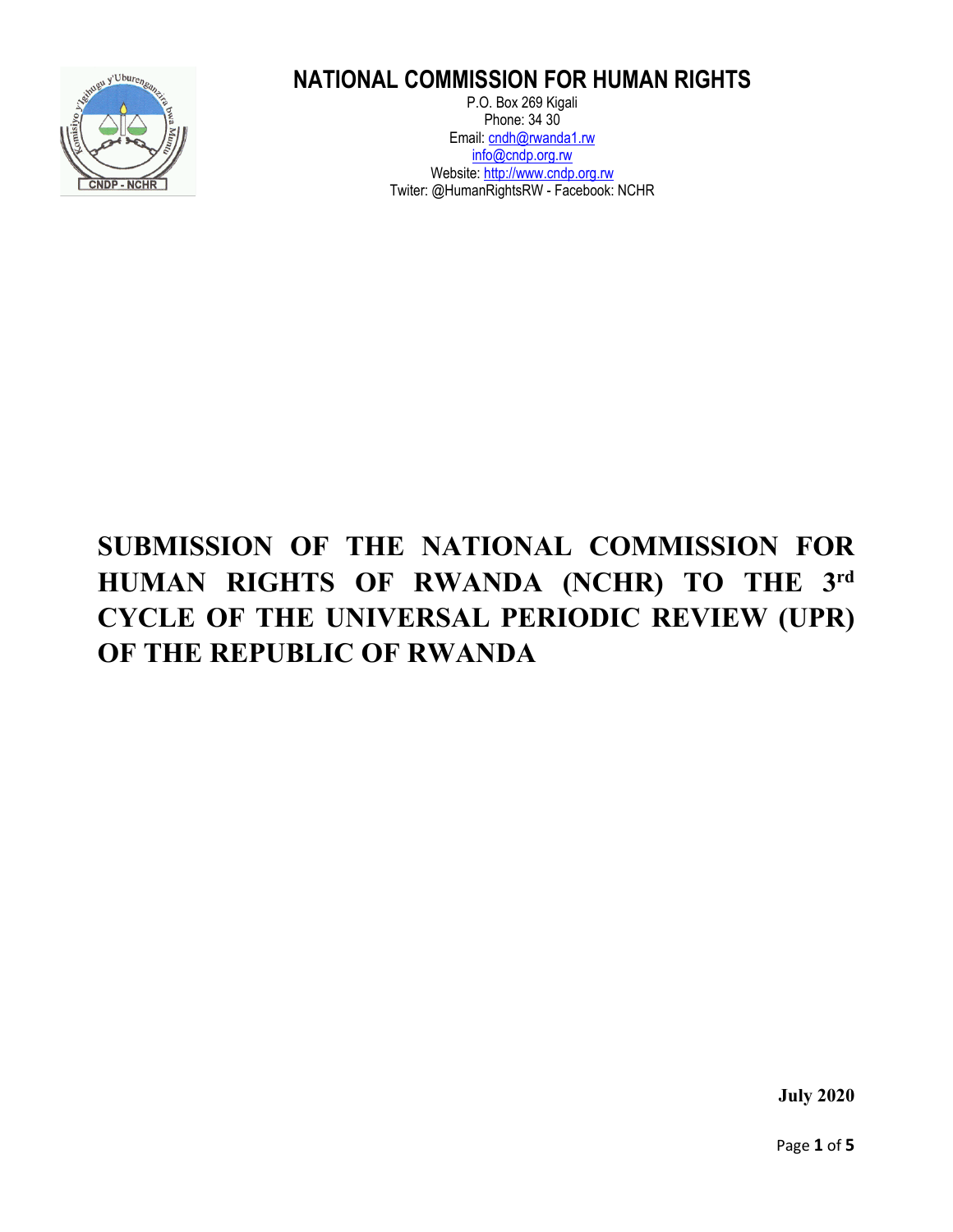# NATIONAL COMMISSION FOR HUMAN RIGHTS

P.O. Box 269 Kigali
Phone: 34 30
Email: cndh@rwanda1.rw
info@cndp.org.rw
Website: http://www.cndp.org.rw
Twiter: @HumanRightsRW - Facebook: NCHR

# SUBMISSION OF THE NATIONAL COMMISSION FOR HUMAN RIGHTS OF RWANDA (NCHR) TO THE 3rd CYCLE OF THE UNIVERSAL PERIODIC REVIEW (UPR) OF THE REPUBLIC OF RWANDA

**July 2020**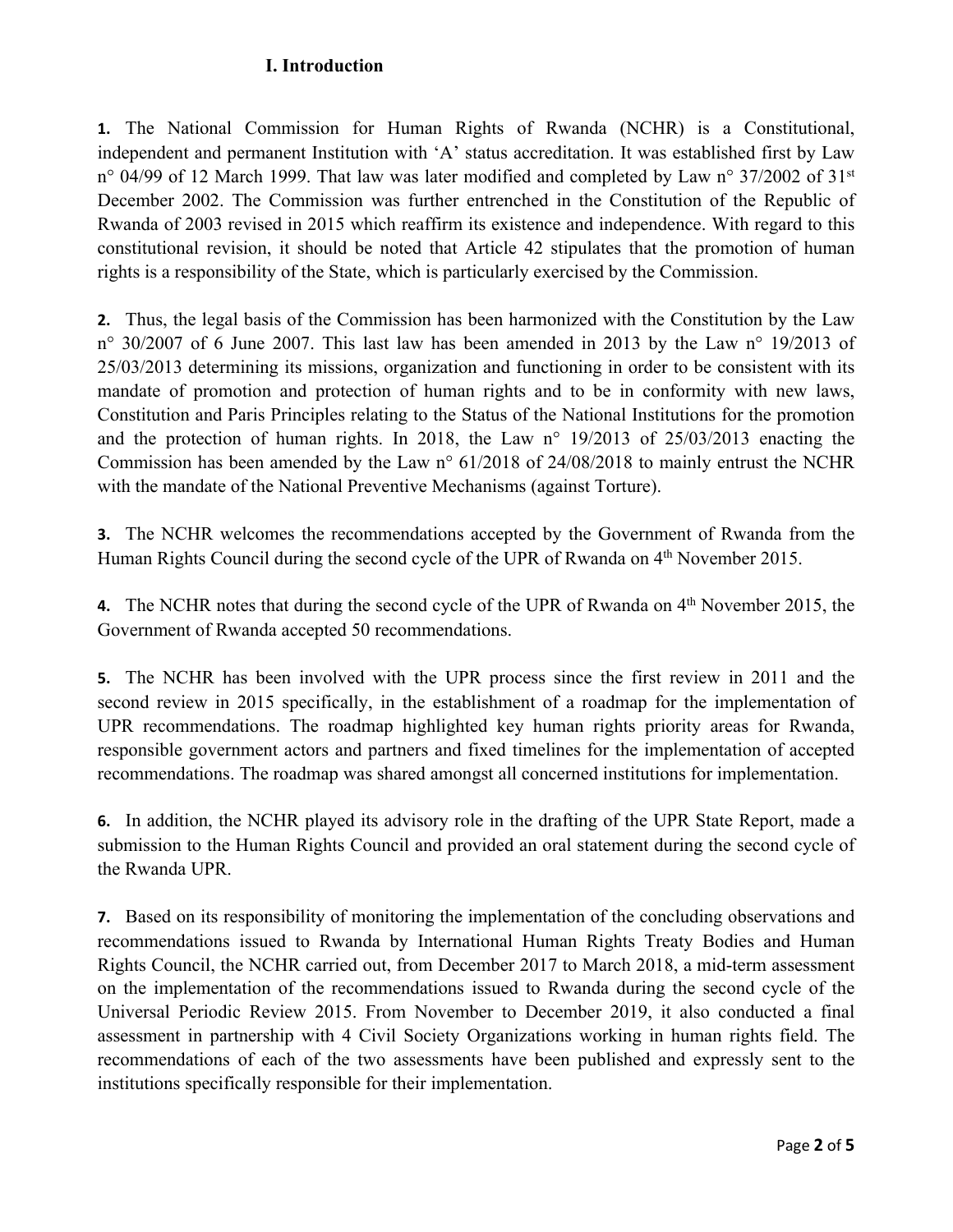## I. Introduction

**1.** The National Commission for Human Rights of Rwanda (NCHR) is a Constitutional, independent and permanent Institution with 'A' status accreditation. It was established first by Law n° 04/99 of 12 March 1999. That law was later modified and completed by Law n° 37/2002 of 31st December 2002. The Commission was further entrenched in the Constitution of the Republic of Rwanda of 2003 revised in 2015 which reaffirm its existence and independence. With regard to this constitutional revision, it should be noted that Article 42 stipulates that the promotion of human rights is a responsibility of the State, which is particularly exercised by the Commission.

**2.** Thus, the legal basis of the Commission has been harmonized with the Constitution by the Law n° 30/2007 of 6 June 2007. This last law has been amended in 2013 by the Law n° 19/2013 of 25/03/2013 determining its missions, organization and functioning in order to be consistent with its mandate of promotion and protection of human rights and to be in conformity with new laws, Constitution and Paris Principles relating to the Status of the National Institutions for the promotion and the protection of human rights. In 2018, the Law n° 19/2013 of 25/03/2013 enacting the Commission has been amended by the Law n° 61/2018 of 24/08/2018 to mainly entrust the NCHR with the mandate of the National Preventive Mechanisms (against Torture).

**3.** The NCHR welcomes the recommendations accepted by the Government of Rwanda from the Human Rights Council during the second cycle of the UPR of Rwanda on 4th November 2015.

**4.** The NCHR notes that during the second cycle of the UPR of Rwanda on 4th November 2015, the Government of Rwanda accepted 50 recommendations.

**5.** The NCHR has been involved with the UPR process since the first review in 2011 and the second review in 2015 specifically, in the establishment of a roadmap for the implementation of UPR recommendations. The roadmap highlighted key human rights priority areas for Rwanda, responsible government actors and partners and fixed timelines for the implementation of accepted recommendations. The roadmap was shared amongst all concerned institutions for implementation.

**6.** In addition, the NCHR played its advisory role in the drafting of the UPR State Report, made a submission to the Human Rights Council and provided an oral statement during the second cycle of the Rwanda UPR.

**7.** Based on its responsibility of monitoring the implementation of the concluding observations and recommendations issued to Rwanda by International Human Rights Treaty Bodies and Human Rights Council, the NCHR carried out, from December 2017 to March 2018, a mid-term assessment on the implementation of the recommendations issued to Rwanda during the second cycle of the Universal Periodic Review 2015. From November to December 2019, it also conducted a final assessment in partnership with 4 Civil Society Organizations working in human rights field. The recommendations of each of the two assessments have been published and expressly sent to the institutions specifically responsible for their implementation.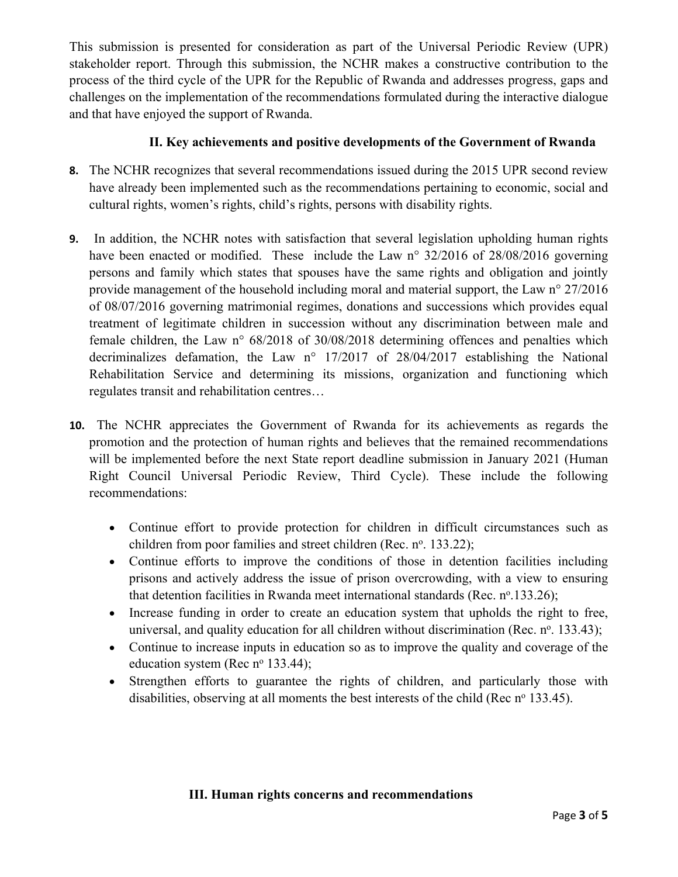This submission is presented for consideration as part of the Universal Periodic Review (UPR) stakeholder report. Through this submission, the NCHR makes a constructive contribution to the process of the third cycle of the UPR for the Republic of Rwanda and addresses progress, gaps and challenges on the implementation of the recommendations formulated during the interactive dialogue and that have enjoyed the support of Rwanda.

## II. Key achievements and positive developments of the Government of Rwanda

**8.** The NCHR recognizes that several recommendations issued during the 2015 UPR second review have already been implemented such as the recommendations pertaining to economic, social and cultural rights, women's rights, child's rights, persons with disability rights.

**9.** In addition, the NCHR notes with satisfaction that several legislation upholding human rights have been enacted or modified. These include the Law n° 32/2016 of 28/08/2016 governing persons and family which states that spouses have the same rights and obligation and jointly provide management of the household including moral and material support, the Law n° 27/2016 of 08/07/2016 governing matrimonial regimes, donations and successions which provides equal treatment of legitimate children in succession without any discrimination between male and female children, the Law n° 68/2018 of 30/08/2018 determining offences and penalties which decriminalizes defamation, the Law n° 17/2017 of 28/04/2017 establishing the National Rehabilitation Service and determining its missions, organization and functioning which regulates transit and rehabilitation centres…

**10.** The NCHR appreciates the Government of Rwanda for its achievements as regards the promotion and the protection of human rights and believes that the remained recommendations will be implemented before the next State report deadline submission in January 2021 (Human Right Council Universal Periodic Review, Third Cycle). These include the following recommendations:

- Continue effort to provide protection for children in difficult circumstances such as children from poor families and street children (Rec. n°. 133.22);
- Continue efforts to improve the conditions of those in detention facilities including prisons and actively address the issue of prison overcrowding, with a view to ensuring that detention facilities in Rwanda meet international standards (Rec. n°.133.26);
- Increase funding in order to create an education system that upholds the right to free, universal, and quality education for all children without discrimination (Rec. n°. 133.43);
- Continue to increase inputs in education so as to improve the quality and coverage of the education system (Rec n° 133.44);
- Strengthen efforts to guarantee the rights of children, and particularly those with disabilities, observing at all moments the best interests of the child (Rec n° 133.45).

## III. Human rights concerns and recommendations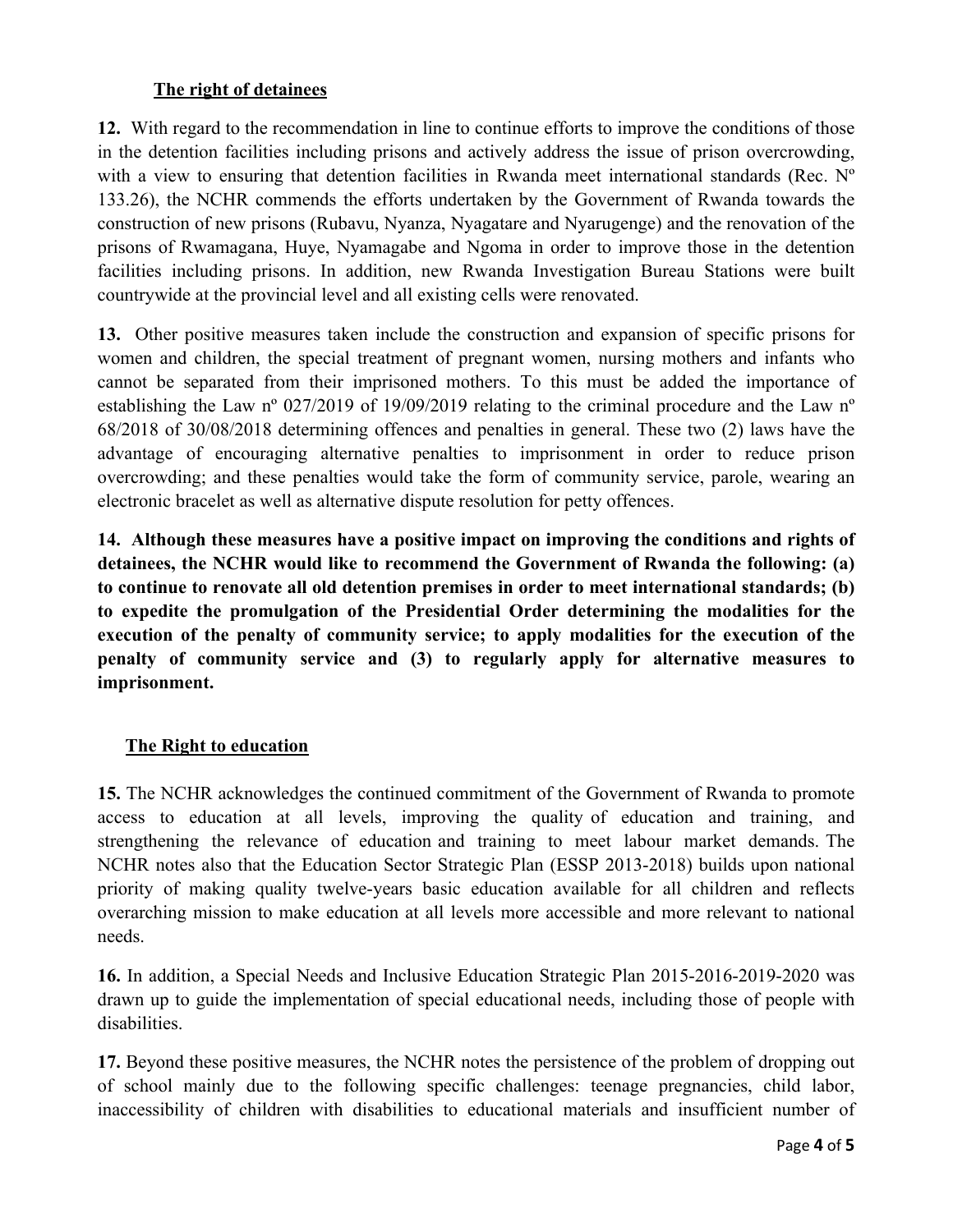### **The right of detainees**

**12.** With regard to the recommendation in line to continue efforts to improve the conditions of those in the detention facilities including prisons and actively address the issue of prison overcrowding, with a view to ensuring that detention facilities in Rwanda meet international standards (Rec. Nº 133.26), the NCHR commends the efforts undertaken by the Government of Rwanda towards the construction of new prisons (Rubavu, Nyanza, Nyagatare and Nyarugenge) and the renovation of the prisons of Rwamagana, Huye, Nyamagabe and Ngoma in order to improve those in the detention facilities including prisons. In addition, new Rwanda Investigation Bureau Stations were built countrywide at the provincial level and all existing cells were renovated.

**13.** Other positive measures taken include the construction and expansion of specific prisons for women and children, the special treatment of pregnant women, nursing mothers and infants who cannot be separated from their imprisoned mothers. To this must be added the importance of establishing the Law nº 027/2019 of 19/09/2019 relating to the criminal procedure and the Law nº 68/2018 of 30/08/2018 determining offences and penalties in general. These two (2) laws have the advantage of encouraging alternative penalties to imprisonment in order to reduce prison overcrowding; and these penalties would take the form of community service, parole, wearing an electronic bracelet as well as alternative dispute resolution for petty offences.

**14. Although these measures have a positive impact on improving the conditions and rights of detainees, the NCHR would like to recommend the Government of Rwanda the following: (a) to continue to renovate all old detention premises in order to meet international standards; (b) to expedite the promulgation of the Presidential Order determining the modalities for the execution of the penalty of community service; to apply modalities for the execution of the penalty of community service and (3) to regularly apply for alternative measures to imprisonment.**

### **The Right to education**

**15.** The NCHR acknowledges the continued commitment of the Government of Rwanda to promote access to education at all levels, improving the quality of education and training, and strengthening the relevance of education and training to meet labour market demands. The NCHR notes also that the Education Sector Strategic Plan (ESSP 2013-2018) builds upon national priority of making quality twelve-years basic education available for all children and reflects overarching mission to make education at all levels more accessible and more relevant to national needs.

**16.** In addition, a Special Needs and Inclusive Education Strategic Plan 2015-2016-2019-2020 was drawn up to guide the implementation of special educational needs, including those of people with disabilities.

**17.** Beyond these positive measures, the NCHR notes the persistence of the problem of dropping out of school mainly due to the following specific challenges: teenage pregnancies, child labor, inaccessibility of children with disabilities to educational materials and insufficient number of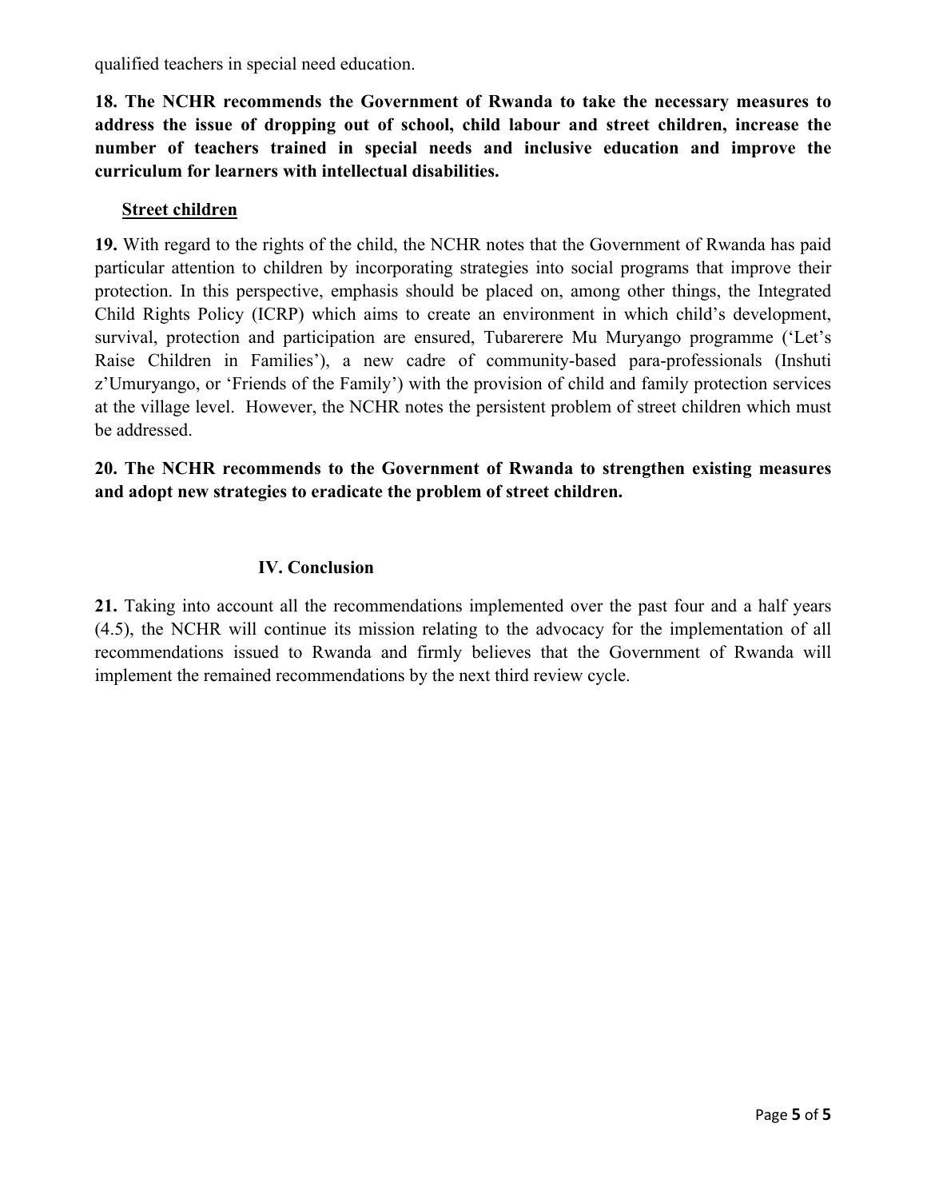qualified teachers in special need education.

**18. The NCHR recommends the Government of Rwanda to take the necessary measures to address the issue of dropping out of school, child labour and street children, increase the number of teachers trained in special needs and inclusive education and improve the curriculum for learners with intellectual disabilities.**

**Street children**

**19.** With regard to the rights of the child, the NCHR notes that the Government of Rwanda has paid particular attention to children by incorporating strategies into social programs that improve their protection. In this perspective, emphasis should be placed on, among other things, the Integrated Child Rights Policy (ICRP) which aims to create an environment in which child's development, survival, protection and participation are ensured, Tubarerere Mu Muryango programme ('Let's Raise Children in Families'), a new cadre of community-based para-professionals (Inshuti z'Umuryango, or 'Friends of the Family') with the provision of child and family protection services at the village level. However, the NCHR notes the persistent problem of street children which must be addressed.

**20. The NCHR recommends to the Government of Rwanda to strengthen existing measures and adopt new strategies to eradicate the problem of street children.**

## IV. Conclusion

**21.** Taking into account all the recommendations implemented over the past four and a half years (4.5), the NCHR will continue its mission relating to the advocacy for the implementation of all recommendations issued to Rwanda and firmly believes that the Government of Rwanda will implement the remained recommendations by the next third review cycle.